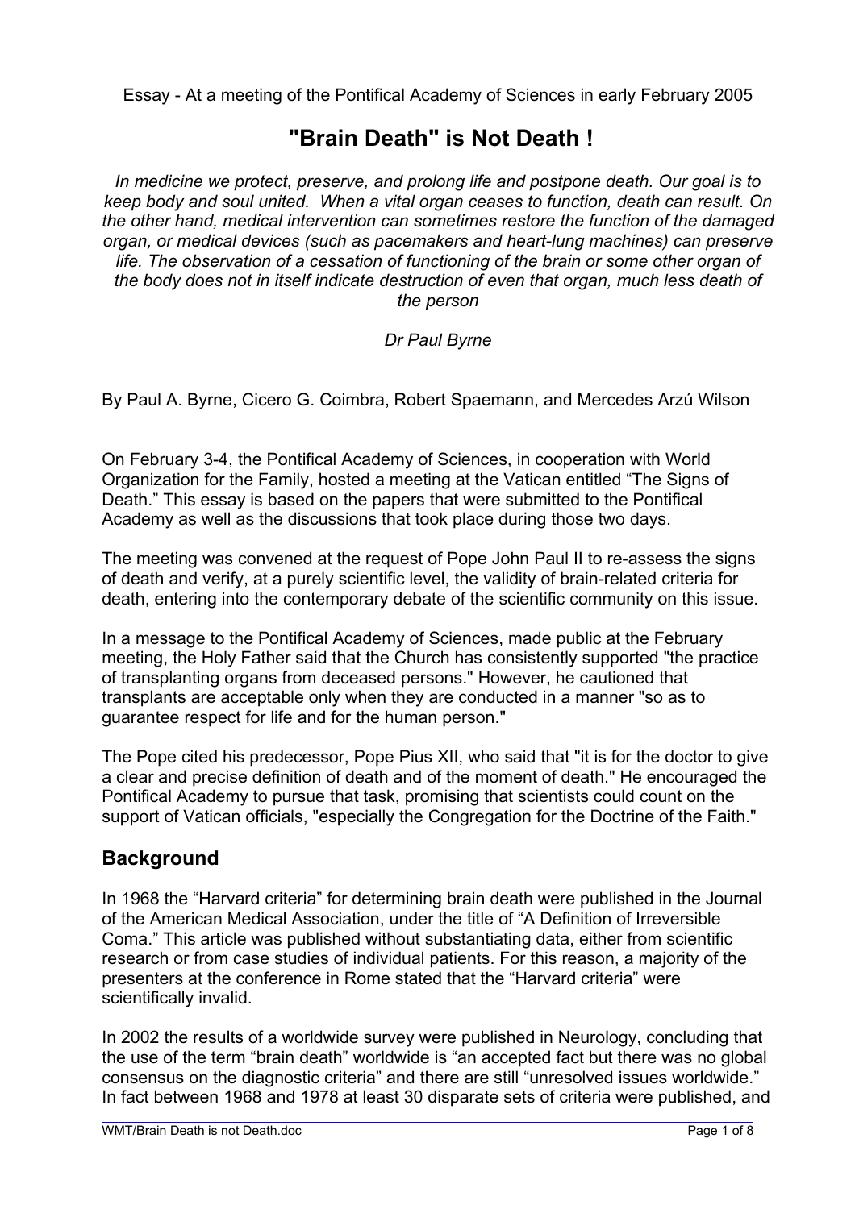Essay - At a meeting of the Pontifical Academy of Sciences in early February 2005

# "Brain Death" is Not Death !

*In medicine we protect, preserve, and prolong life and postpone death. Our goal is to keep body and soul united. When a vital organ ceases to function, death can result. On the other hand, medical intervention can sometimes restore the function of the damaged organ, or medical devices (such as pacemakers and heart-lung machines) can preserve life. The observation of a cessation of functioning of the brain or some other organ of the body does not in itself indicate destruction of even that organ, much less death of the person*

*Dr Paul Byrne*

By Paul A. Byrne, Cicero G. Coimbra, Robert Spaemann, and Mercedes Arzú Wilson

On February 3-4, the Pontifical Academy of Sciences, in cooperation with World Organization for the Family, hosted a meeting at the Vatican entitled "The Signs of Death." This essay is based on the papers that were submitted to the Pontifical Academy as well as the discussions that took place during those two days.

The meeting was convened at the request of Pope John Paul II to re-assess the signs of death and verify, at a purely scientific level, the validity of brain-related criteria for death, entering into the contemporary debate of the scientific community on this issue.

In a message to the Pontifical Academy of Sciences, made public at the February meeting, the Holy Father said that the Church has consistently supported "the practice of transplanting organs from deceased persons." However, he cautioned that transplants are acceptable only when they are conducted in a manner "so as to guarantee respect for life and for the human person."

The Pope cited his predecessor, Pope Pius XII, who said that "it is for the doctor to give a clear and precise definition of death and of the moment of death." He encouraged the Pontifical Academy to pursue that task, promising that scientists could count on the support of Vatican officials, "especially the Congregation for the Doctrine of the Faith."

## Background

In 1968 the "Harvard criteria" for determining brain death were published in the Journal of the American Medical Association, under the title of "A Definition of Irreversible Coma." This article was published without substantiating data, either from scientific research or from case studies of individual patients. For this reason, a majority of the presenters at the conference in Rome stated that the "Harvard criteria" were scientifically invalid.

In 2002 the results of a worldwide survey were published in Neurology, concluding that the use of the term "brain death" worldwide is "an accepted fact but there was no global consensus on the diagnostic criteria" and there are still "unresolved issues worldwide." In fact between 1968 and 1978 at least 30 disparate sets of criteria were published, and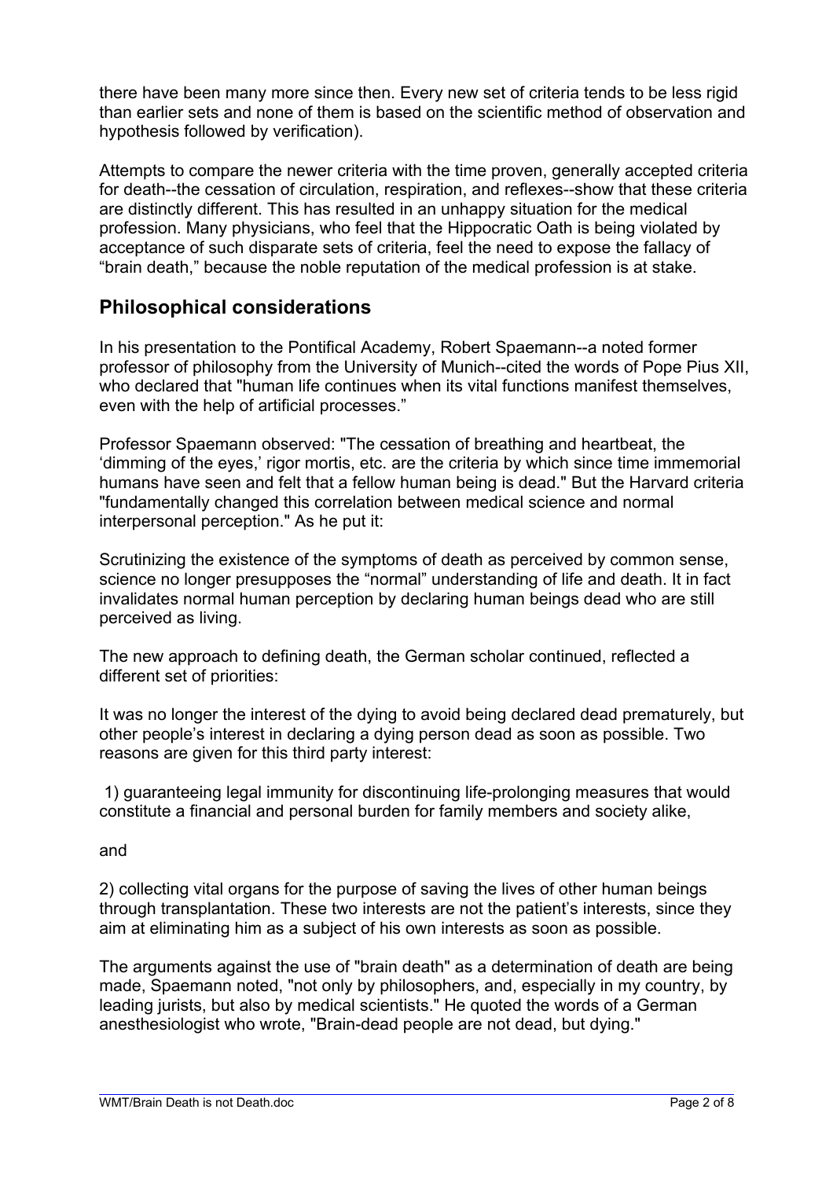there have been many more since then. Every new set of criteria tends to be less rigid than earlier sets and none of them is based on the scientific method of observation and hypothesis followed by verification).

Attempts to compare the newer criteria with the time proven, generally accepted criteria for death--the cessation of circulation, respiration, and reflexes--show that these criteria are distinctly different. This has resulted in an unhappy situation for the medical profession. Many physicians, who feel that the Hippocratic Oath is being violated by acceptance of such disparate sets of criteria, feel the need to expose the fallacy of "brain death," because the noble reputation of the medical profession is at stake.

## Philosophical considerations

In his presentation to the Pontifical Academy, Robert Spaemann--a noted former professor of philosophy from the University of Munich--cited the words of Pope Pius XII, who declared that "human life continues when its vital functions manifest themselves, even with the help of artificial processes."

Professor Spaemann observed: "The cessation of breathing and heartbeat, the 'dimming of the eyes,' rigor mortis, etc. are the criteria by which since time immemorial humans have seen and felt that a fellow human being is dead." But the Harvard criteria "fundamentally changed this correlation between medical science and normal interpersonal perception." As he put it:

Scrutinizing the existence of the symptoms of death as perceived by common sense, science no longer presupposes the "normal" understanding of life and death. It in fact invalidates normal human perception by declaring human beings dead who are still perceived as living.

The new approach to defining death, the German scholar continued, reflected a different set of priorities:

It was no longer the interest of the dying to avoid being declared dead prematurely, but other people's interest in declaring a dying person dead as soon as possible. Two reasons are given for this third party interest:

1) guaranteeing legal immunity for discontinuing life-prolonging measures that would constitute a financial and personal burden for family members and society alike,

and

2) collecting vital organs for the purpose of saving the lives of other human beings through transplantation. These two interests are not the patient's interests, since they aim at eliminating him as a subject of his own interests as soon as possible.

The arguments against the use of "brain death" as a determination of death are being made, Spaemann noted, "not only by philosophers, and, especially in my country, by leading jurists, but also by medical scientists." He quoted the words of a German anesthesiologist who wrote, "Brain-dead people are not dead, but dying."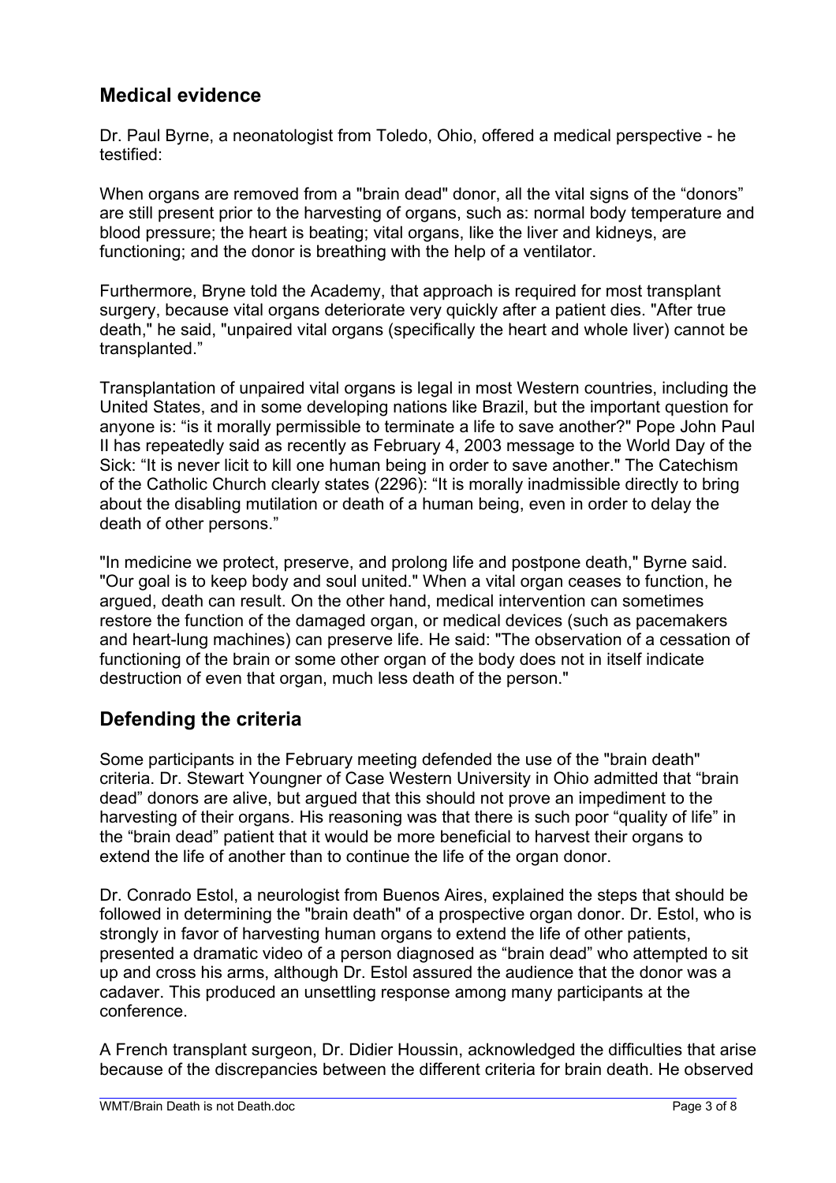## Medical evidence

Dr. Paul Byrne, a neonatologist from Toledo, Ohio, offered a medical perspective - he testified:

When organs are removed from a "brain dead" donor, all the vital signs of the "donors" are still present prior to the harvesting of organs, such as: normal body temperature and blood pressure; the heart is beating; vital organs, like the liver and kidneys, are functioning; and the donor is breathing with the help of a ventilator.

Furthermore, Bryne told the Academy, that approach is required for most transplant surgery, because vital organs deteriorate very quickly after a patient dies. "After true death," he said, "unpaired vital organs (specifically the heart and whole liver) cannot be transplanted."

Transplantation of unpaired vital organs is legal in most Western countries, including the United States, and in some developing nations like Brazil, but the important question for anyone is: "is it morally permissible to terminate a life to save another?" Pope John Paul II has repeatedly said as recently as February 4, 2003 message to the World Day of the Sick: "It is never licit to kill one human being in order to save another." The Catechism of the Catholic Church clearly states (2296): "It is morally inadmissible directly to bring about the disabling mutilation or death of a human being, even in order to delay the death of other persons."

"In medicine we protect, preserve, and prolong life and postpone death," Byrne said. "Our goal is to keep body and soul united." When a vital organ ceases to function, he argued, death can result. On the other hand, medical intervention can sometimes restore the function of the damaged organ, or medical devices (such as pacemakers and heart-lung machines) can preserve life. He said: "The observation of a cessation of functioning of the brain or some other organ of the body does not in itself indicate destruction of even that organ, much less death of the person."

## Defending the criteria

Some participants in the February meeting defended the use of the "brain death" criteria. Dr. Stewart Youngner of Case Western University in Ohio admitted that "brain dead" donors are alive, but argued that this should not prove an impediment to the harvesting of their organs. His reasoning was that there is such poor "quality of life" in the "brain dead" patient that it would be more beneficial to harvest their organs to extend the life of another than to continue the life of the organ donor.

Dr. Conrado Estol, a neurologist from Buenos Aires, explained the steps that should be followed in determining the "brain death" of a prospective organ donor. Dr. Estol, who is strongly in favor of harvesting human organs to extend the life of other patients, presented a dramatic video of a person diagnosed as "brain dead" who attempted to sit up and cross his arms, although Dr. Estol assured the audience that the donor was a cadaver. This produced an unsettling response among many participants at the conference.

A French transplant surgeon, Dr. Didier Houssin, acknowledged the difficulties that arise because of the discrepancies between the different criteria for brain death. He observed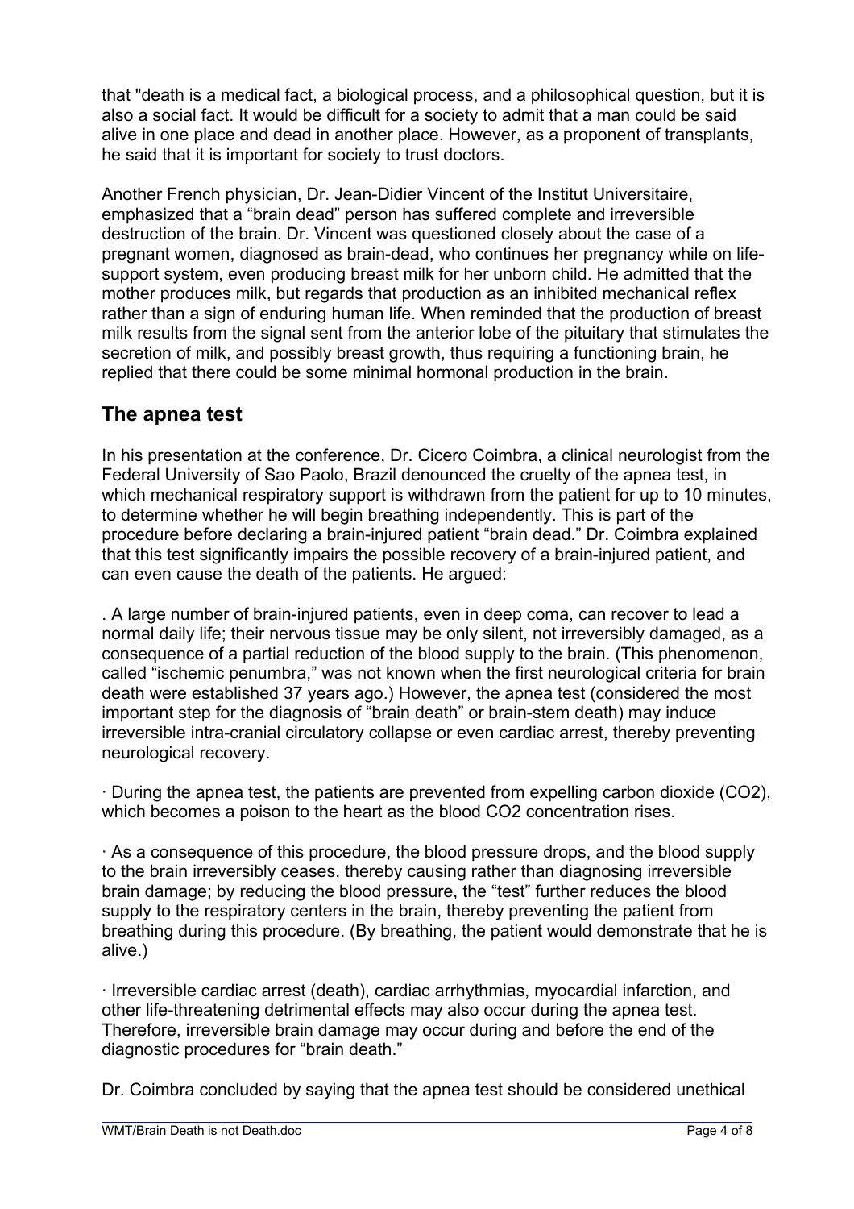that "death is a medical fact, a biological process, and a philosophical question, but it is also a social fact. It would be difficult for a society to admit that a man could be said alive in one place and dead in another place. However, as a proponent of transplants, he said that it is important for society to trust doctors.

Another French physician, Dr. Jean-Didier Vincent of the Institut Universitaire, emphasized that a "brain dead" person has suffered complete and irreversible destruction of the brain. Dr. Vincent was questioned closely about the case of a pregnant women, diagnosed as brain-dead, who continues her pregnancy while on life-support system, even producing breast milk for her unborn child. He admitted that the mother produces milk, but regards that production as an inhibited mechanical reflex rather than a sign of enduring human life. When reminded that the production of breast milk results from the signal sent from the anterior lobe of the pituitary that stimulates the secretion of milk, and possibly breast growth, thus requiring a functioning brain, he replied that there could be some minimal hormonal production in the brain.

## The apnea test

In his presentation at the conference, Dr. Cicero Coimbra, a clinical neurologist from the Federal University of Sao Paolo, Brazil denounced the cruelty of the apnea test, in which mechanical respiratory support is withdrawn from the patient for up to 10 minutes, to determine whether he will begin breathing independently. This is part of the procedure before declaring a brain-injured patient "brain dead." Dr. Coimbra explained that this test significantly impairs the possible recovery of a brain-injured patient, and can even cause the death of the patients. He argued:

. A large number of brain-injured patients, even in deep coma, can recover to lead a normal daily life; their nervous tissue may be only silent, not irreversibly damaged, as a consequence of a partial reduction of the blood supply to the brain. (This phenomenon, called "ischemic penumbra," was not known when the first neurological criteria for brain death were established 37 years ago.) However, the apnea test (considered the most important step for the diagnosis of "brain death" or brain-stem death) may induce irreversible intra-cranial circulatory collapse or even cardiac arrest, thereby preventing neurological recovery.

· During the apnea test, the patients are prevented from expelling carbon dioxide ($CO_2$), which becomes a poison to the heart as the blood $CO_2$ concentration rises.

· As a consequence of this procedure, the blood pressure drops, and the blood supply to the brain irreversibly ceases, thereby causing rather than diagnosing irreversible brain damage; by reducing the blood pressure, the "test" further reduces the blood supply to the respiratory centers in the brain, thereby preventing the patient from breathing during this procedure. (By breathing, the patient would demonstrate that he is alive.)

· Irreversible cardiac arrest (death), cardiac arrhythmias, myocardial infarction, and other life-threatening detrimental effects may also occur during the apnea test. Therefore, irreversible brain damage may occur during and before the end of the diagnostic procedures for "brain death."

Dr. Coimbra concluded by saying that the apnea test should be considered unethical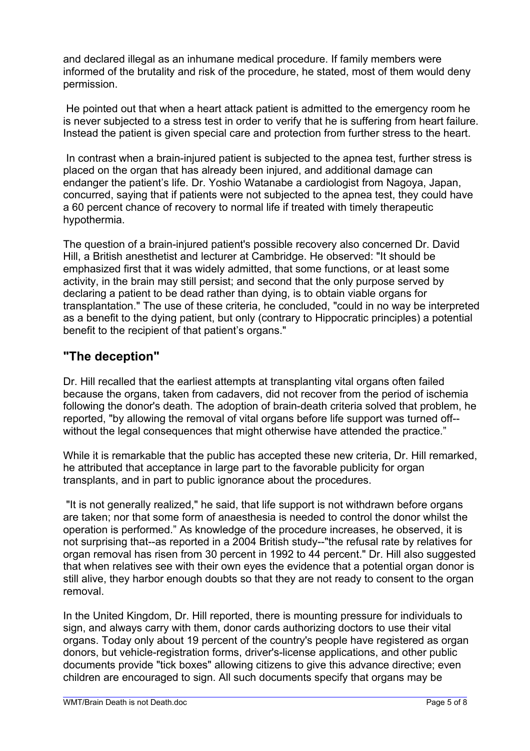and declared illegal as an inhumane medical procedure. If family members were informed of the brutality and risk of the procedure, he stated, most of them would deny permission.

He pointed out that when a heart attack patient is admitted to the emergency room he is never subjected to a stress test in order to verify that he is suffering from heart failure. Instead the patient is given special care and protection from further stress to the heart.

In contrast when a brain-injured patient is subjected to the apnea test, further stress is placed on the organ that has already been injured, and additional damage can endanger the patient's life. Dr. Yoshio Watanabe a cardiologist from Nagoya, Japan, concurred, saying that if patients were not subjected to the apnea test, they could have a 60 percent chance of recovery to normal life if treated with timely therapeutic hypothermia.

The question of a brain-injured patient's possible recovery also concerned Dr. David Hill, a British anesthetist and lecturer at Cambridge. He observed: "It should be emphasized first that it was widely admitted, that some functions, or at least some activity, in the brain may still persist; and second that the only purpose served by declaring a patient to be dead rather than dying, is to obtain viable organs for transplantation." The use of these criteria, he concluded, "could in no way be interpreted as a benefit to the dying patient, but only (contrary to Hippocratic principles) a potential benefit to the recipient of that patient's organs."

## "The deception"

Dr. Hill recalled that the earliest attempts at transplanting vital organs often failed because the organs, taken from cadavers, did not recover from the period of ischemia following the donor's death. The adoption of brain-death criteria solved that problem, he reported, "by allowing the removal of vital organs before life support was turned off--without the legal consequences that might otherwise have attended the practice."

While it is remarkable that the public has accepted these new criteria, Dr. Hill remarked, he attributed that acceptance in large part to the favorable publicity for organ transplants, and in part to public ignorance about the procedures.

"It is not generally realized," he said, that life support is not withdrawn before organs are taken; nor that some form of anaesthesia is needed to control the donor whilst the operation is performed." As knowledge of the procedure increases, he observed, it is not surprising that--as reported in a 2004 British study--"the refusal rate by relatives for organ removal has risen from 30 percent in 1992 to 44 percent." Dr. Hill also suggested that when relatives see with their own eyes the evidence that a potential organ donor is still alive, they harbor enough doubts so that they are not ready to consent to the organ removal.

In the United Kingdom, Dr. Hill reported, there is mounting pressure for individuals to sign, and always carry with them, donor cards authorizing doctors to use their vital organs. Today only about 19 percent of the country's people have registered as organ donors, but vehicle-registration forms, driver's-license applications, and other public documents provide "tick boxes" allowing citizens to give this advance directive; even children are encouraged to sign. All such documents specify that organs may be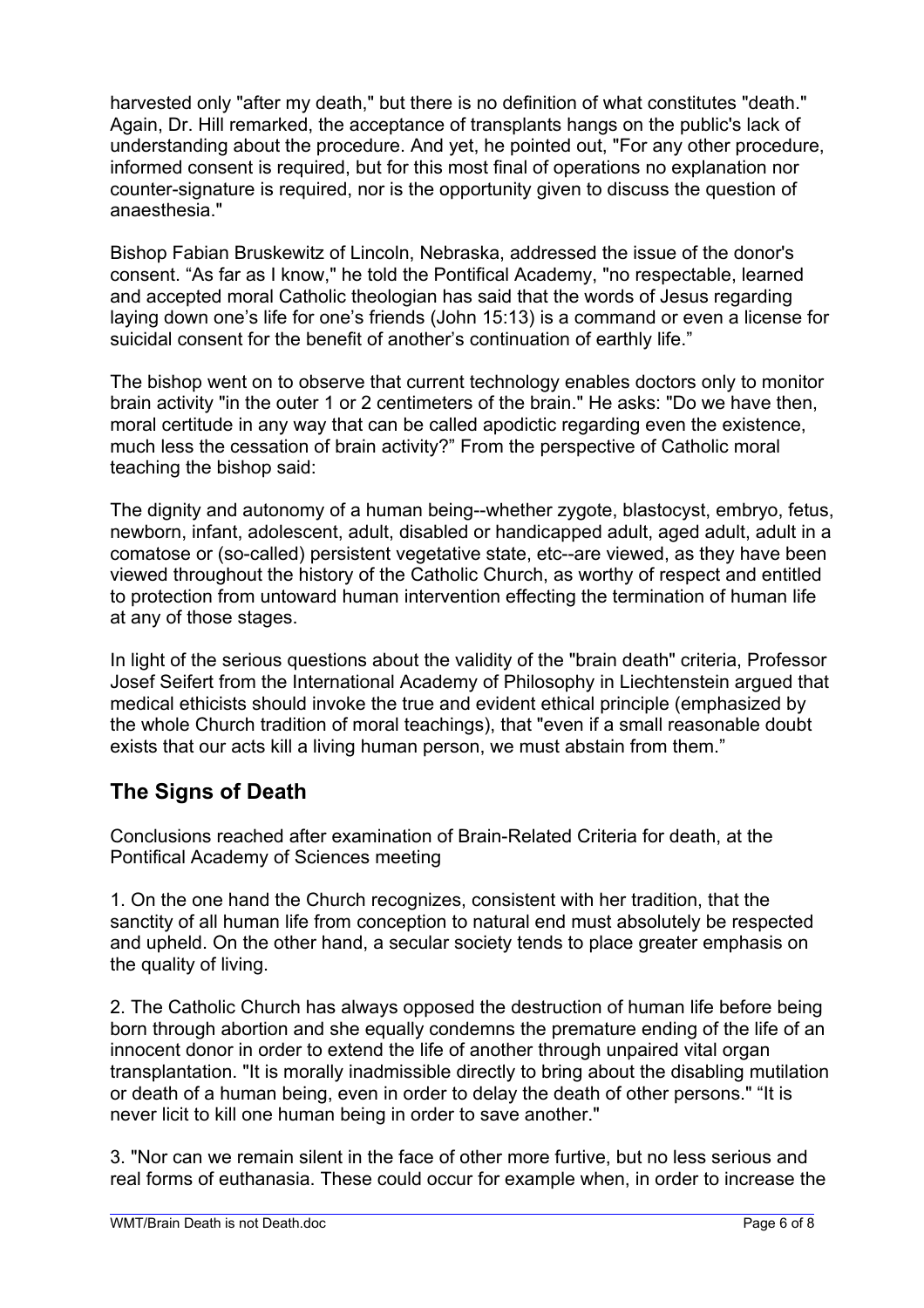harvested only "after my death," but there is no definition of what constitutes "death." Again, Dr. Hill remarked, the acceptance of transplants hangs on the public's lack of understanding about the procedure. And yet, he pointed out, "For any other procedure, informed consent is required, but for this most final of operations no explanation nor counter-signature is required, nor is the opportunity given to discuss the question of anaesthesia."

Bishop Fabian Bruskewitz of Lincoln, Nebraska, addressed the issue of the donor's consent. “As far as I know," he told the Pontifical Academy, "no respectable, learned and accepted moral Catholic theologian has said that the words of Jesus regarding laying down one’s life for one’s friends (John 15:13) is a command or even a license for suicidal consent for the benefit of another’s continuation of earthly life.”

The bishop went on to observe that current technology enables doctors only to monitor brain activity "in the outer 1 or 2 centimeters of the brain." He asks: "Do we have then, moral certitude in any way that can be called apodictic regarding even the existence, much less the cessation of brain activity?” From the perspective of Catholic moral teaching the bishop said:

The dignity and autonomy of a human being--whether zygote, blastocyst, embryo, fetus, newborn, infant, adolescent, adult, disabled or handicapped adult, aged adult, adult in a comatose or (so-called) persistent vegetative state, etc--are viewed, as they have been viewed throughout the history of the Catholic Church, as worthy of respect and entitled to protection from untoward human intervention effecting the termination of human life at any of those stages.

In light of the serious questions about the validity of the "brain death" criteria, Professor Josef Seifert from the International Academy of Philosophy in Liechtenstein argued that medical ethicists should invoke the true and evident ethical principle (emphasized by the whole Church tradition of moral teachings), that "even if a small reasonable doubt exists that our acts kill a living human person, we must abstain from them.”

## The Signs of Death

Conclusions reached after examination of Brain-Related Criteria for death, at the Pontifical Academy of Sciences meeting

1. On the one hand the Church recognizes, consistent with her tradition, that the sanctity of all human life from conception to natural end must absolutely be respected and upheld. On the other hand, a secular society tends to place greater emphasis on the quality of living.

2. The Catholic Church has always opposed the destruction of human life before being born through abortion and she equally condemns the premature ending of the life of an innocent donor in order to extend the life of another through unpaired vital organ transplantation. "It is morally inadmissible directly to bring about the disabling mutilation or death of a human being, even in order to delay the death of other persons." “It is never licit to kill one human being in order to save another."

3. "Nor can we remain silent in the face of other more furtive, but no less serious and real forms of euthanasia. These could occur for example when, in order to increase the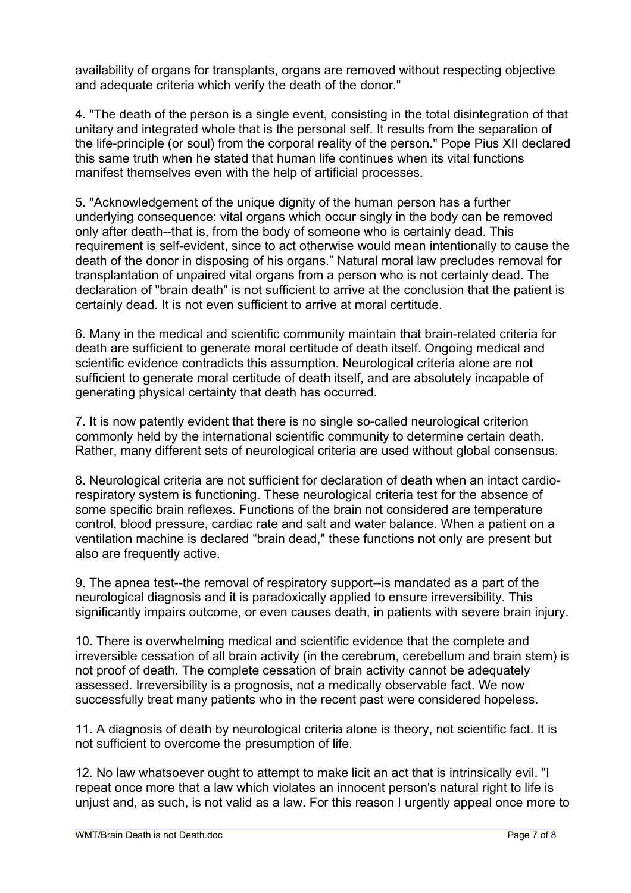availability of organs for transplants, organs are removed without respecting objective and adequate criteria which verify the death of the donor."

4. "The death of the person is a single event, consisting in the total disintegration of that unitary and integrated whole that is the personal self. It results from the separation of the life-principle (or soul) from the corporal reality of the person." Pope Pius XII declared this same truth when he stated that human life continues when its vital functions manifest themselves even with the help of artificial processes.

5. "Acknowledgement of the unique dignity of the human person has a further underlying consequence: vital organs which occur singly in the body can be removed only after death--that is, from the body of someone who is certainly dead. This requirement is self-evident, since to act otherwise would mean intentionally to cause the death of the donor in disposing of his organs." Natural moral law precludes removal for transplantation of unpaired vital organs from a person who is not certainly dead. The declaration of "brain death" is not sufficient to arrive at the conclusion that the patient is certainly dead. It is not even sufficient to arrive at moral certitude.

6. Many in the medical and scientific community maintain that brain-related criteria for death are sufficient to generate moral certitude of death itself. Ongoing medical and scientific evidence contradicts this assumption. Neurological criteria alone are not sufficient to generate moral certitude of death itself, and are absolutely incapable of generating physical certainty that death has occurred.

7. It is now patently evident that there is no single so-called neurological criterion commonly held by the international scientific community to determine certain death. Rather, many different sets of neurological criteria are used without global consensus.

8. Neurological criteria are not sufficient for declaration of death when an intact cardio-respiratory system is functioning. These neurological criteria test for the absence of some specific brain reflexes. Functions of the brain not considered are temperature control, blood pressure, cardiac rate and salt and water balance. When a patient on a ventilation machine is declared "brain dead," these functions not only are present but also are frequently active.

9. The apnea test--the removal of respiratory support--is mandated as a part of the neurological diagnosis and it is paradoxically applied to ensure irreversibility. This significantly impairs outcome, or even causes death, in patients with severe brain injury.

10. There is overwhelming medical and scientific evidence that the complete and irreversible cessation of all brain activity (in the cerebrum, cerebellum and brain stem) is not proof of death. The complete cessation of brain activity cannot be adequately assessed. Irreversibility is a prognosis, not a medically observable fact. We now successfully treat many patients who in the recent past were considered hopeless.

11. A diagnosis of death by neurological criteria alone is theory, not scientific fact. It is not sufficient to overcome the presumption of life.

12. No law whatsoever ought to attempt to make licit an act that is intrinsically evil. "I repeat once more that a law which violates an innocent person's natural right to life is unjust and, as such, is not valid as a law. For this reason I urgently appeal once more to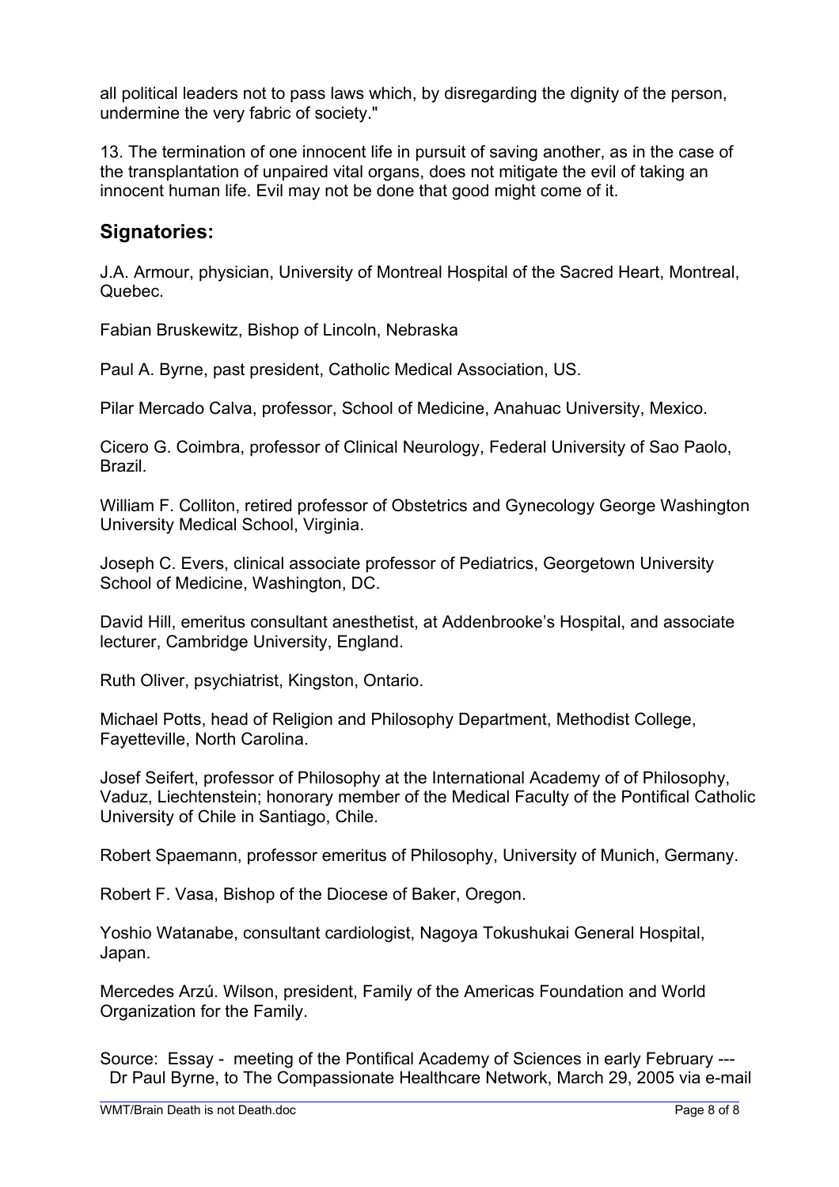all political leaders not to pass laws which, by disregarding the dignity of the person, undermine the very fabric of society."

13. The termination of one innocent life in pursuit of saving another, as in the case of the transplantation of unpaired vital organs, does not mitigate the evil of taking an innocent human life. Evil may not be done that good might come of it.

## Signatories:

J.A. Armour, physician, University of Montreal Hospital of the Sacred Heart, Montreal, Quebec.

Fabian Bruskewitz, Bishop of Lincoln, Nebraska

Paul A. Byrne, past president, Catholic Medical Association, US.

Pilar Mercado Calva, professor, School of Medicine, Anahuac University, Mexico.

Cicero G. Coimbra, professor of Clinical Neurology, Federal University of Sao Paolo, Brazil.

William F. Colliton, retired professor of Obstetrics and Gynecology George Washington University Medical School, Virginia.

Joseph C. Evers, clinical associate professor of Pediatrics, Georgetown University School of Medicine, Washington, DC.

David Hill, emeritus consultant anesthetist, at Addenbrooke's Hospital, and associate lecturer, Cambridge University, England.

Ruth Oliver, psychiatrist, Kingston, Ontario.

Michael Potts, head of Religion and Philosophy Department, Methodist College, Fayetteville, North Carolina.

Josef Seifert, professor of Philosophy at the International Academy of of Philosophy, Vaduz, Liechtenstein; honorary member of the Medical Faculty of the Pontifical Catholic University of Chile in Santiago, Chile.

Robert Spaemann, professor emeritus of Philosophy, University of Munich, Germany.

Robert F. Vasa, Bishop of the Diocese of Baker, Oregon.

Yoshio Watanabe, consultant cardiologist, Nagoya Tokushukai General Hospital, Japan.

Mercedes Arzú. Wilson, president, Family of the Americas Foundation and World Organization for the Family.

Source: Essay - meeting of the Pontifical Academy of Sciences in early February --- Dr Paul Byrne, to The Compassionate Healthcare Network, March 29, 2005 via e-mail